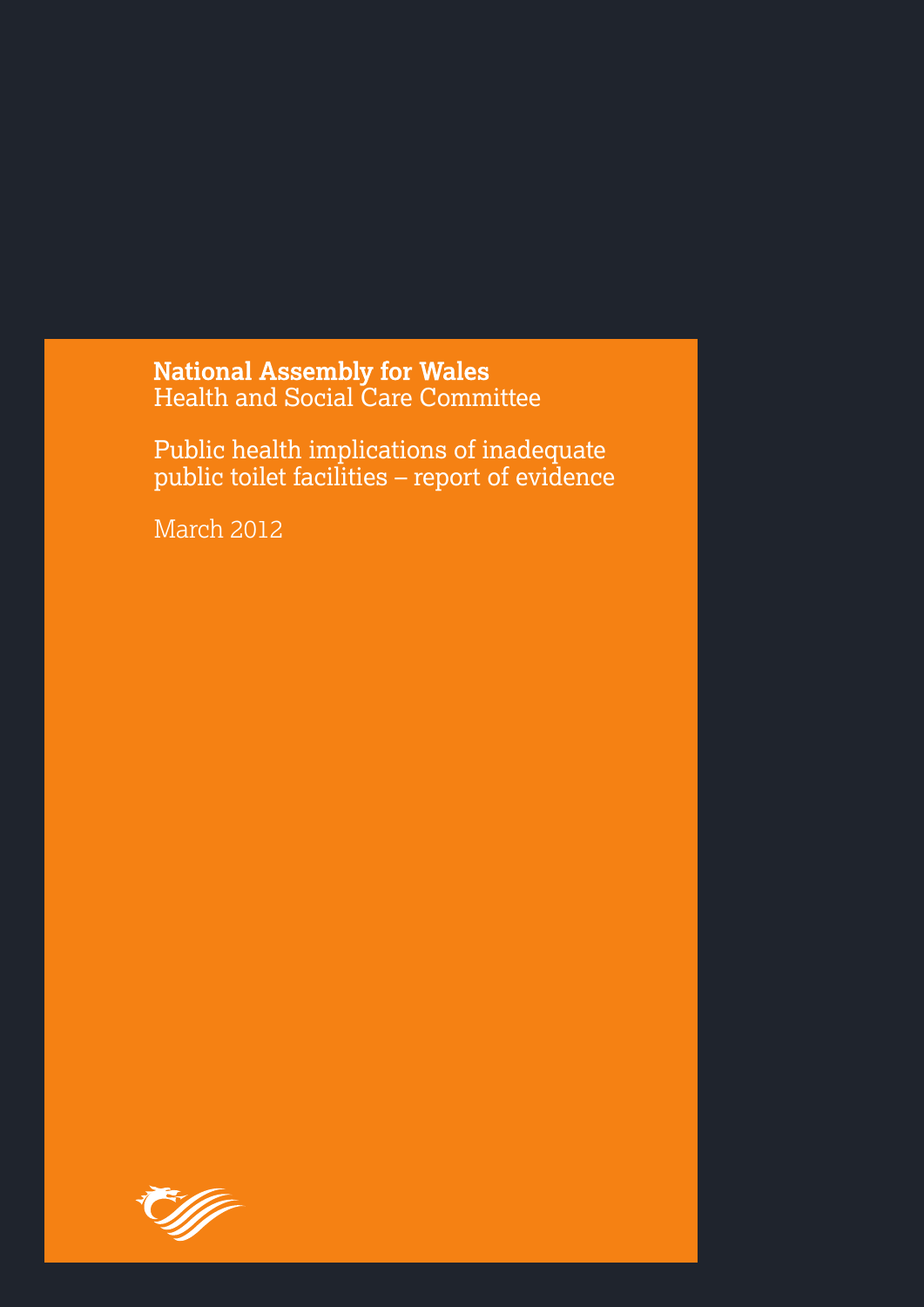**National Assembly for Wales**
Health and Social Care Committee

# Public health implications of inadequate public toilet facilities – report of evidence

March 2012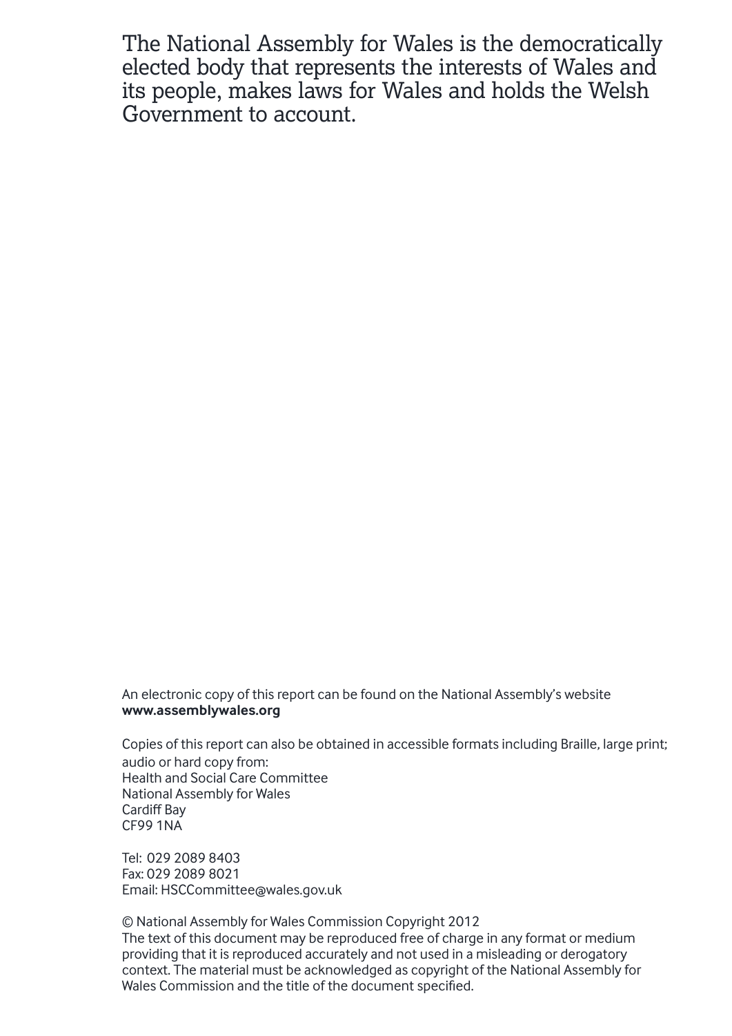The National Assembly for Wales is the democratically elected body that represents the interests of Wales and its people, makes laws for Wales and holds the Welsh Government to account.

An electronic copy of this report can be found on the National Assembly's website
**www.assemblywales.org**

Copies of this report can also be obtained in accessible formats including Braille, large print; audio or hard copy from:
Health and Social Care Committee
National Assembly for Wales
Cardiff Bay
CF99 1NA

Tel: 029 2089 8403
Fax: 029 2089 8021
Email: HSCCommittee@wales.gov.uk

© National Assembly for Wales Commission Copyright 2012
The text of this document may be reproduced free of charge in any format or medium providing that it is reproduced accurately and not used in a misleading or derogatory context. The material must be acknowledged as copyright of the National Assembly for Wales Commission and the title of the document specified.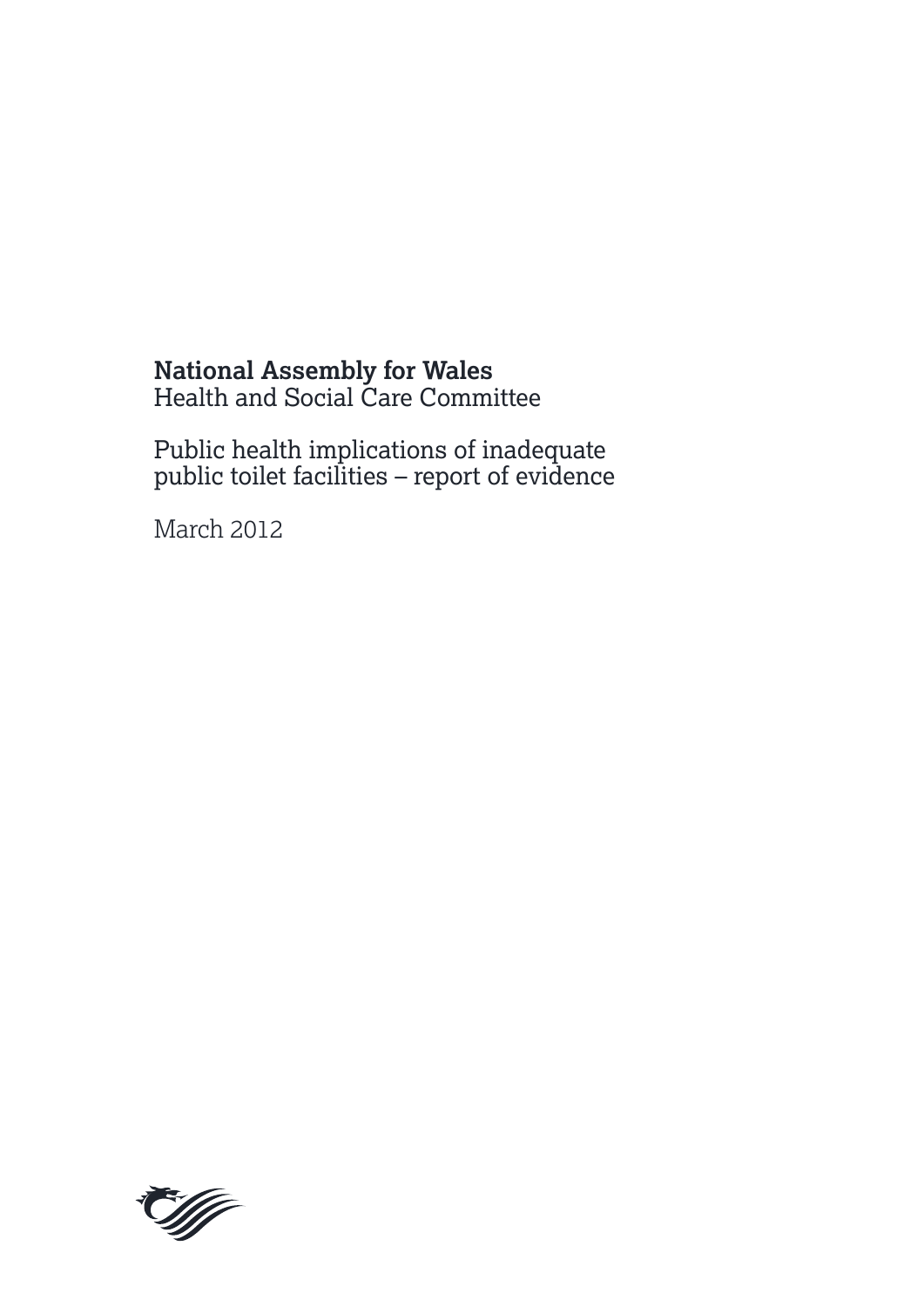**National Assembly for Wales**
Health and Social Care Committee

Public health implications of inadequate public toilet facilities – report of evidence

March 2012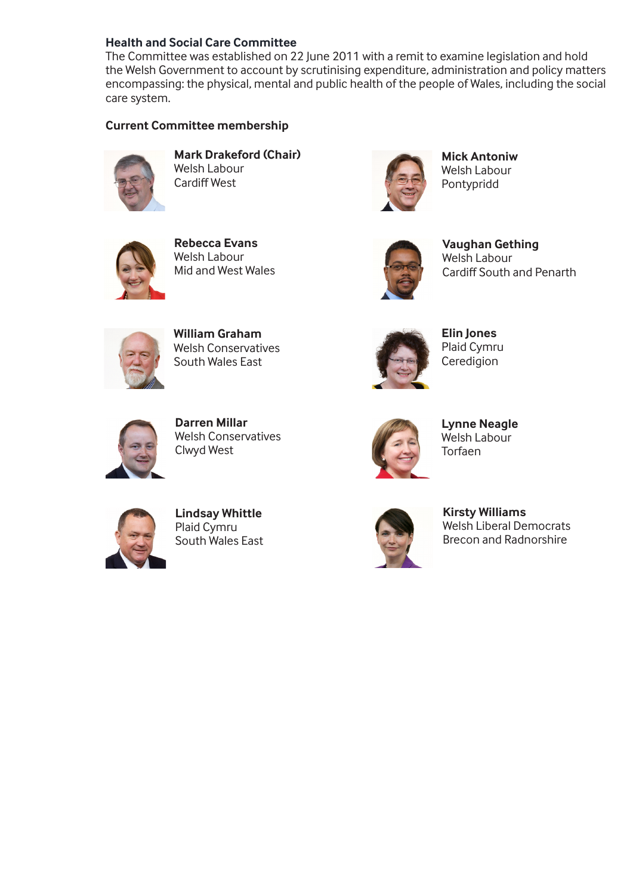## Health and Social Care Committee

The Committee was established on 22 June 2011 with a remit to examine legislation and hold the Welsh Government to account by scrutinising expenditure, administration and policy matters encompassing: the physical, mental and public health of the people of Wales, including the social care system.

### Current Committee membership

**Mark Drakeford (Chair)**
Welsh Labour
Cardiff West

**Mick Antoniw**
Welsh Labour
Pontypridd

**Rebecca Evans**
Welsh Labour
Mid and West Wales

**Vaughan Gething**
Welsh Labour
Cardiff South and Penarth

**William Graham**
Welsh Conservatives
South Wales East

**Elin Jones**
Plaid Cymru
Ceredigion

**Darren Millar**
Welsh Conservatives
Clwyd West

**Lynne Neagle**
Welsh Labour
Torfaen

**Lindsay Whittle**
Plaid Cymru
South Wales East

**Kirsty Williams**
Welsh Liberal Democrats
Brecon and Radnorshire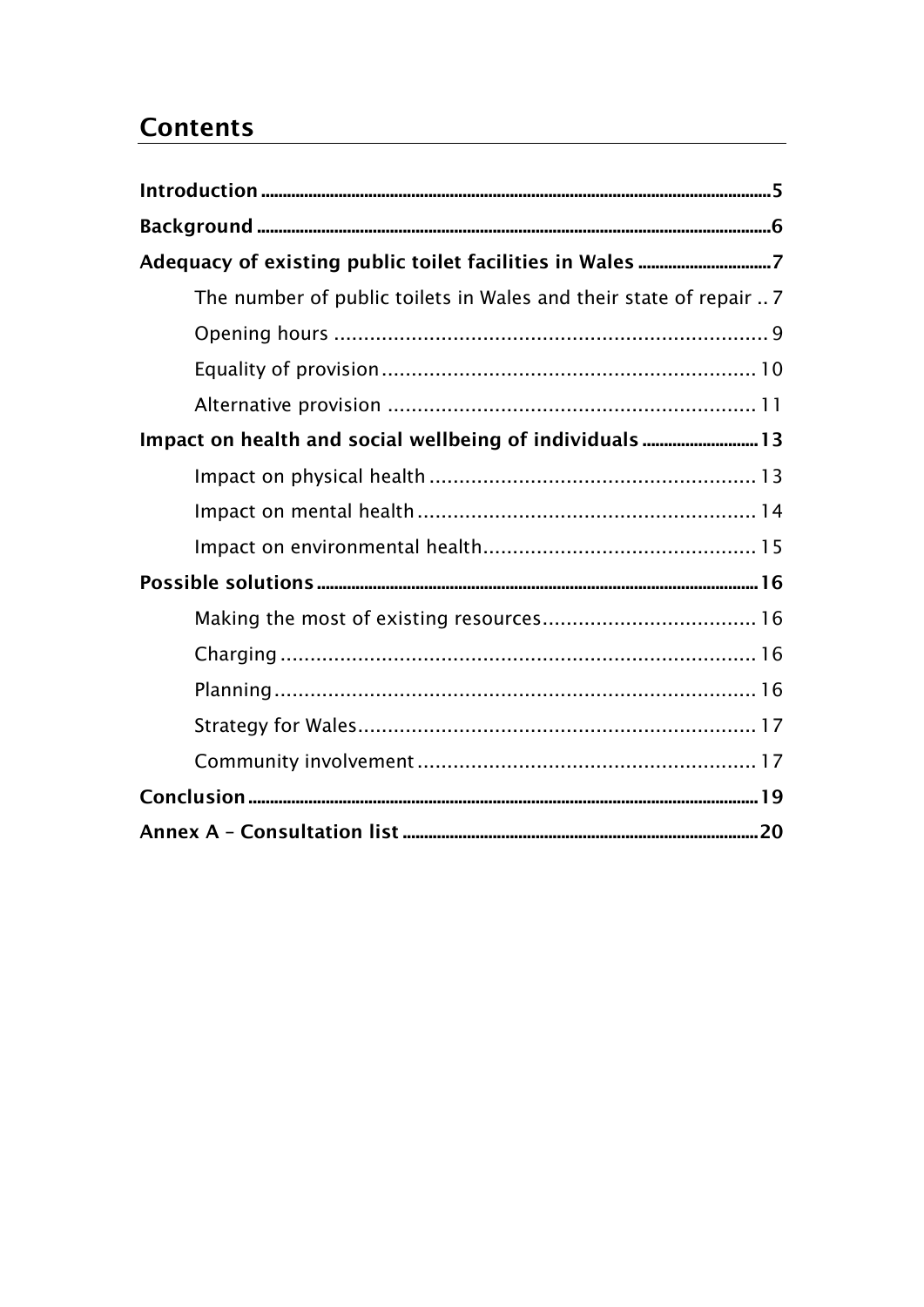## Contents

**Introduction** .......... 5

**Background** .......... 6

**Adequacy of existing public toilet facilities in Wales** .......... 7

- The number of public toilets in Wales and their state of repair .. 7
- Opening hours .......... 9
- Equality of provision .......... 10
- Alternative provision .......... 11

**Impact on health and social wellbeing of individuals** .......... 13

- Impact on physical health .......... 13
- Impact on mental health .......... 14
- Impact on environmental health .......... 15

**Possible solutions** .......... 16

- Making the most of existing resources .......... 16
- Charging .......... 16
- Planning .......... 16
- Strategy for Wales .......... 17
- Community involvement .......... 17

**Conclusion** .......... 19

**Annex A – Consultation list** .......... 20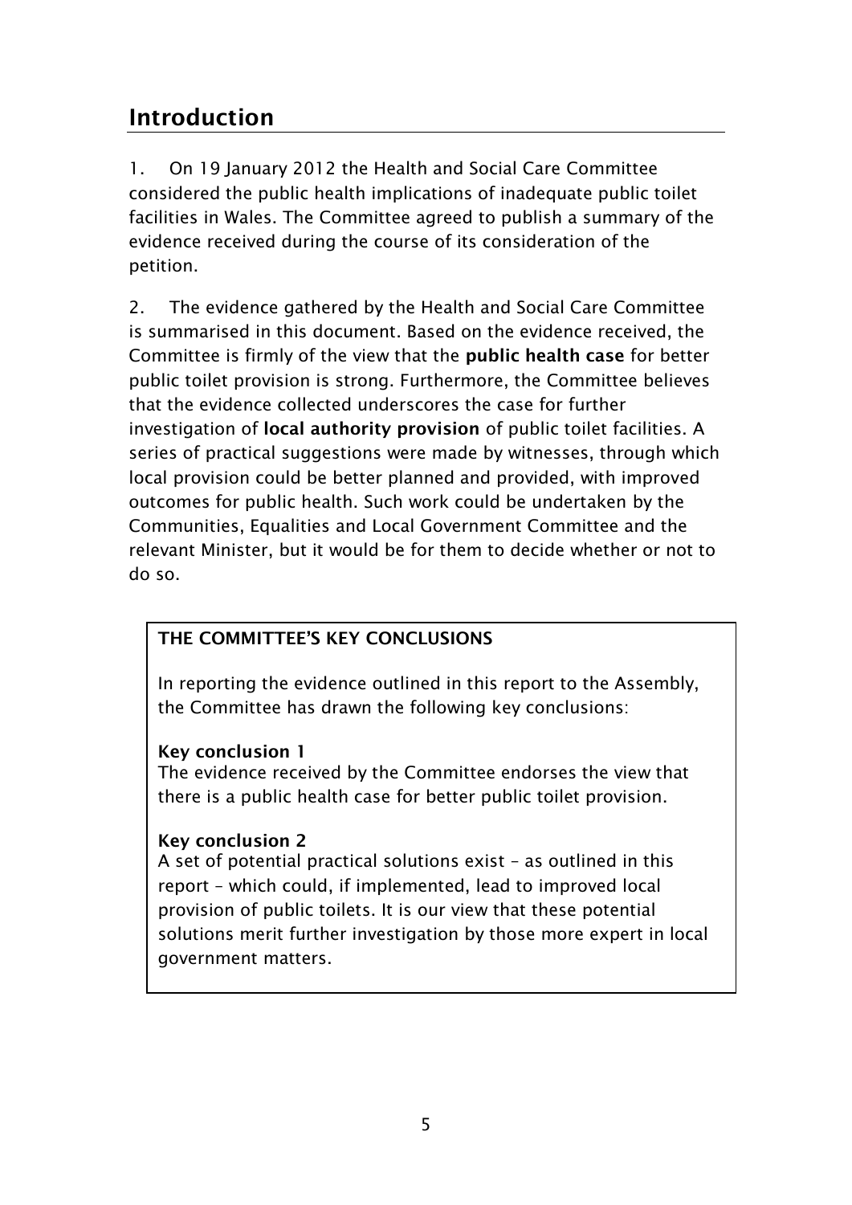## Introduction

1. On 19 January 2012 the Health and Social Care Committee considered the public health implications of inadequate public toilet facilities in Wales. The Committee agreed to publish a summary of the evidence received during the course of its consideration of the petition.

2. The evidence gathered by the Health and Social Care Committee is summarised in this document. Based on the evidence received, the Committee is firmly of the view that the **public health case** for better public toilet provision is strong. Furthermore, the Committee believes that the evidence collected underscores the case for further investigation of **local authority provision** of public toilet facilities. A series of practical suggestions were made by witnesses, through which local provision could be better planned and provided, with improved outcomes for public health. Such work could be undertaken by the Communities, Equalities and Local Government Committee and the relevant Minister, but it would be for them to decide whether or not to do so.

**THE COMMITTEE'S KEY CONCLUSIONS**

In reporting the evidence outlined in this report to the Assembly, the Committee has drawn the following key conclusions:

**Key conclusion 1**
The evidence received by the Committee endorses the view that there is a public health case for better public toilet provision.

**Key conclusion 2**
A set of potential practical solutions exist – as outlined in this report – which could, if implemented, lead to improved local provision of public toilets. It is our view that these potential solutions merit further investigation by those more expert in local government matters.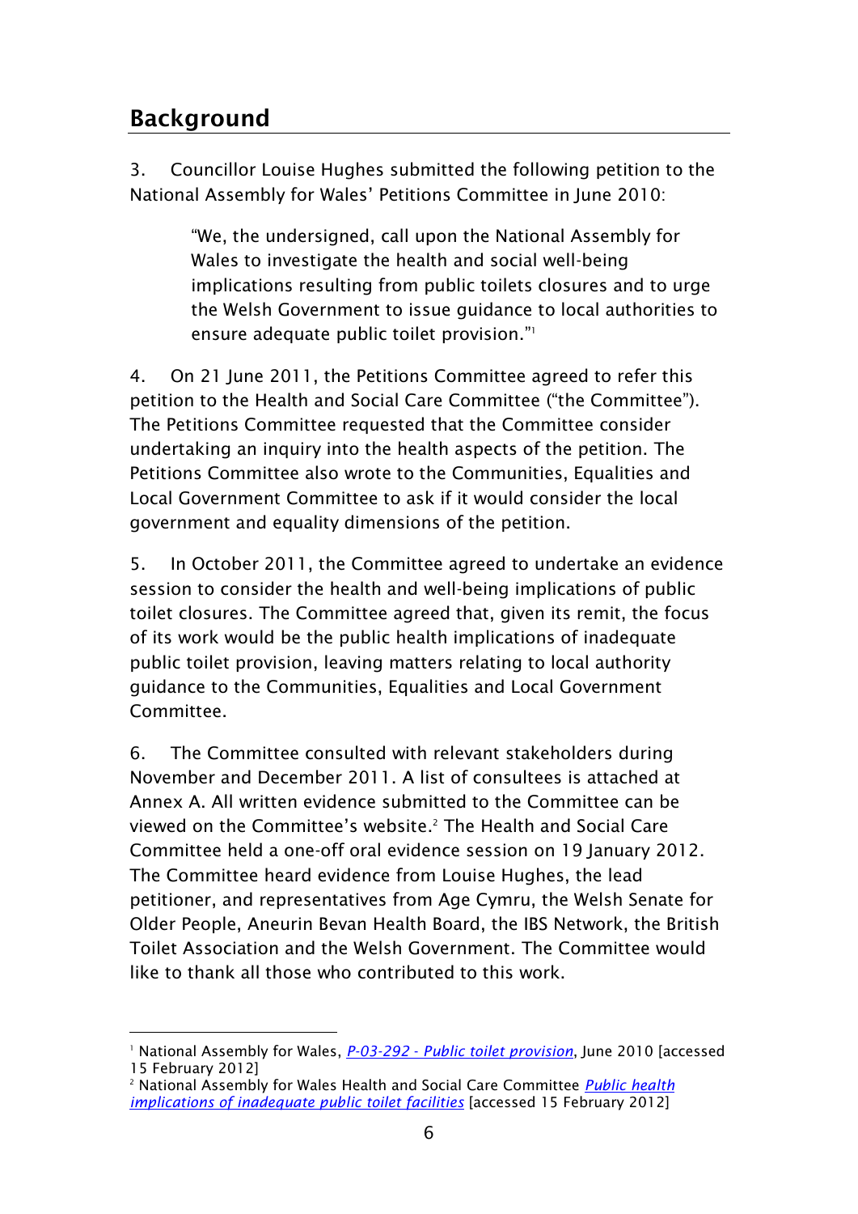## Background

3. Councillor Louise Hughes submitted the following petition to the National Assembly for Wales' Petitions Committee in June 2010:

> "We, the undersigned, call upon the National Assembly for Wales to investigate the health and social well-being implications resulting from public toilets closures and to urge the Welsh Government to issue guidance to local authorities to ensure adequate public toilet provision."[1]

4. On 21 June 2011, the Petitions Committee agreed to refer this petition to the Health and Social Care Committee ("the Committee"). The Petitions Committee requested that the Committee consider undertaking an inquiry into the health aspects of the petition. The Petitions Committee also wrote to the Communities, Equalities and Local Government Committee to ask if it would consider the local government and equality dimensions of the petition.

5. In October 2011, the Committee agreed to undertake an evidence session to consider the health and well-being implications of public toilet closures. The Committee agreed that, given its remit, the focus of its work would be the public health implications of inadequate public toilet provision, leaving matters relating to local authority guidance to the Communities, Equalities and Local Government Committee.

6. The Committee consulted with relevant stakeholders during November and December 2011. A list of consultees is attached at Annex A. All written evidence submitted to the Committee can be viewed on the Committee's website.[2] The Health and Social Care Committee held a one-off oral evidence session on 19 January 2012. The Committee heard evidence from Louise Hughes, the lead petitioner, and representatives from Age Cymru, the Welsh Senate for Older People, Aneurin Bevan Health Board, the IBS Network, the British Toilet Association and the Welsh Government. The Committee would like to thank all those who contributed to this work.

---

[1] National Assembly for Wales, *P-03-292 - Public toilet provision*, June 2010 [accessed 15 February 2012]

[2] National Assembly for Wales Health and Social Care Committee *Public health implications of inadequate public toilet facilities* [accessed 15 February 2012]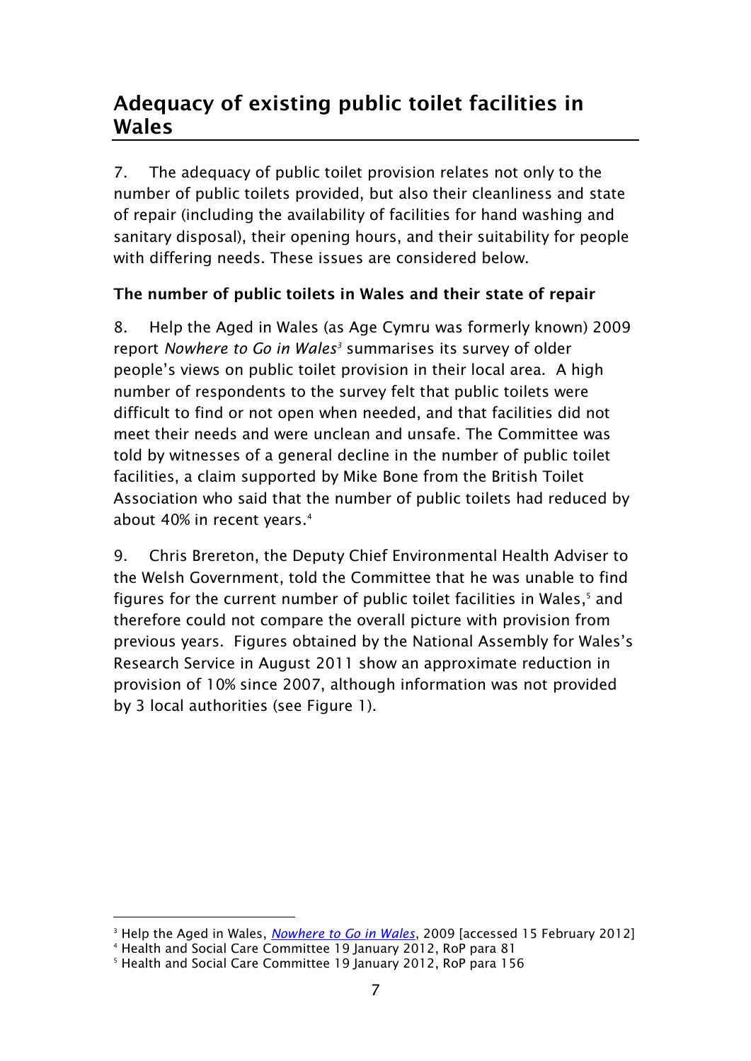## Adequacy of existing public toilet facilities in Wales

7. The adequacy of public toilet provision relates not only to the number of public toilets provided, but also their cleanliness and state of repair (including the availability of facilities for hand washing and sanitary disposal), their opening hours, and their suitability for people with differing needs. These issues are considered below.

### The number of public toilets in Wales and their state of repair

8. Help the Aged in Wales (as Age Cymru was formerly known) 2009 report *Nowhere to Go in Wales*[3] summarises its survey of older people's views on public toilet provision in their local area. A high number of respondents to the survey felt that public toilets were difficult to find or not open when needed, and that facilities did not meet their needs and were unclean and unsafe. The Committee was told by witnesses of a general decline in the number of public toilet facilities, a claim supported by Mike Bone from the British Toilet Association who said that the number of public toilets had reduced by about 40% in recent years.[4]

9. Chris Brereton, the Deputy Chief Environmental Health Adviser to the Welsh Government, told the Committee that he was unable to find figures for the current number of public toilet facilities in Wales,[5] and therefore could not compare the overall picture with provision from previous years. Figures obtained by the National Assembly for Wales's Research Service in August 2011 show an approximate reduction in provision of 10% since 2007, although information was not provided by 3 local authorities (see Figure 1).

---

[3] Help the Aged in Wales, *Nowhere to Go in Wales*, 2009 [accessed 15 February 2012]

[4] Health and Social Care Committee 19 January 2012, RoP para 81

[5] Health and Social Care Committee 19 January 2012, RoP para 156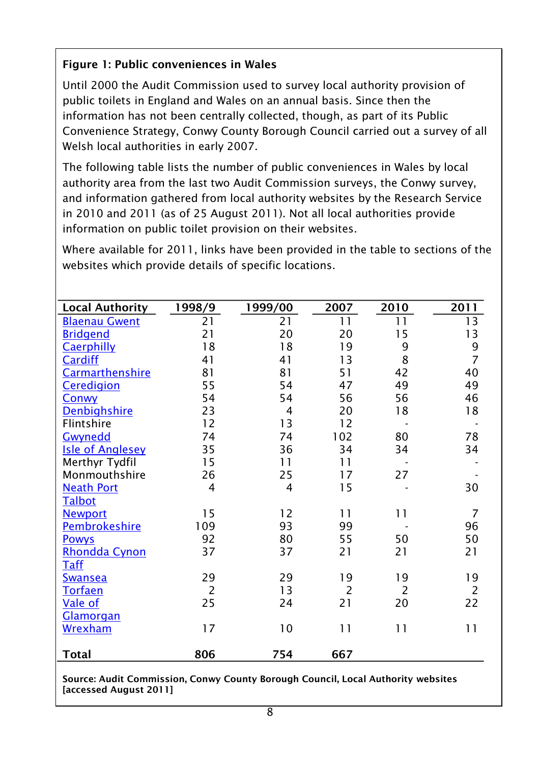**Figure 1: Public conveniences in Wales**

Until 2000 the Audit Commission used to survey local authority provision of public toilets in England and Wales on an annual basis. Since then the information has not been centrally collected, though, as part of its Public Convenience Strategy, Conwy County Borough Council carried out a survey of all Welsh local authorities in early 2007.

The following table lists the number of public conveniences in Wales by local authority area from the last two Audit Commission surveys, the Conwy survey, and information gathered from local authority websites by the Research Service in 2010 and 2011 (as of 25 August 2011). Not all local authorities provide information on public toilet provision on their websites.

Where available for 2011, links have been provided in the table to sections of the websites which provide details of specific locations.

| Local Authority | 1998/9 | 1999/00 | 2007 | 2010 | 2011 |
|---|---|---|---|---|---|
| Blaenau Gwent | 21 | 21 | 11 | 11 | 13 |
| Bridgend | 21 | 20 | 20 | 15 | 13 |
| Caerphilly | 18 | 18 | 19 | 9 | 9 |
| Cardiff | 41 | 41 | 13 | 8 | 7 |
| Carmarthenshire | 81 | 81 | 51 | 42 | 40 |
| Ceredigion | 55 | 54 | 47 | 49 | 49 |
| Conwy | 54 | 54 | 56 | 56 | 46 |
| Denbighshire | 23 | 4 | 20 | 18 | 18 |
| Flintshire | 12 | 13 | 12 | - | - |
| Gwynedd | 74 | 74 | 102 | 80 | 78 |
| Isle of Anglesey | 35 | 36 | 34 | 34 | 34 |
| Merthyr Tydfil | 15 | 11 | 11 | - | - |
| Monmouthshire | 26 | 25 | 17 | 27 | - |
| Neath Port Talbot | 4 | 4 | 15 | - | 30 |
| Newport | 15 | 12 | 11 | 11 | 7 |
| Pembrokeshire | 109 | 93 | 99 | - | 96 |
| Powys | 92 | 80 | 55 | 50 | 50 |
| Rhondda Cynon Taff | 37 | 37 | 21 | 21 | 21 |
| Swansea | 29 | 29 | 19 | 19 | 19 |
| Torfaen | 2 | 13 | 2 | 2 | 2 |
| Vale of Glamorgan | 25 | 24 | 21 | 20 | 22 |
| Wrexham | 17 | 10 | 11 | 11 | 11 |
| **Total** | **806** | **754** | **667** | | |

**Source: Audit Commission, Conwy County Borough Council, Local Authority websites [accessed August 2011]**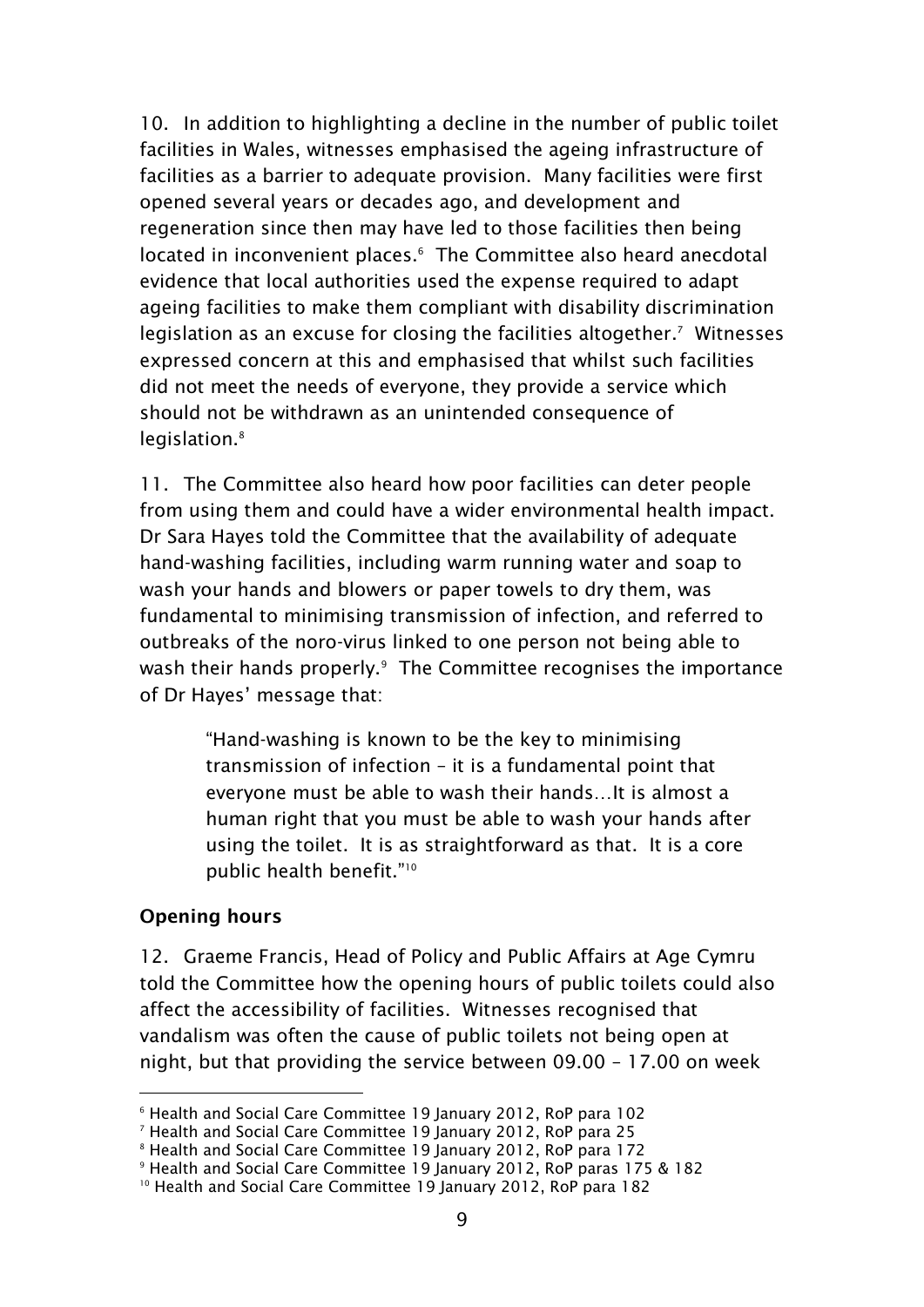10. In addition to highlighting a decline in the number of public toilet facilities in Wales, witnesses emphasised the ageing infrastructure of facilities as a barrier to adequate provision. Many facilities were first opened several years or decades ago, and development and regeneration since then may have led to those facilities then being located in inconvenient places.[6] The Committee also heard anecdotal evidence that local authorities used the expense required to adapt ageing facilities to make them compliant with disability discrimination legislation as an excuse for closing the facilities altogether.[7] Witnesses expressed concern at this and emphasised that whilst such facilities did not meet the needs of everyone, they provide a service which should not be withdrawn as an unintended consequence of legislation.[8]

11. The Committee also heard how poor facilities can deter people from using them and could have a wider environmental health impact. Dr Sara Hayes told the Committee that the availability of adequate hand-washing facilities, including warm running water and soap to wash your hands and blowers or paper towels to dry them, was fundamental to minimising transmission of infection, and referred to outbreaks of the noro-virus linked to one person not being able to wash their hands properly.[9] The Committee recognises the importance of Dr Hayes' message that:

> "Hand-washing is known to be the key to minimising transmission of infection – it is a fundamental point that everyone must be able to wash their hands…It is almost a human right that you must be able to wash your hands after using the toilet. It is as straightforward as that. It is a core public health benefit."[10]

**Opening hours**

12. Graeme Francis, Head of Policy and Public Affairs at Age Cymru told the Committee how the opening hours of public toilets could also affect the accessibility of facilities. Witnesses recognised that vandalism was often the cause of public toilets not being open at night, but that providing the service between 09.00 – 17.00 on week

---

[6] Health and Social Care Committee 19 January 2012, RoP para 102
[7] Health and Social Care Committee 19 January 2012, RoP para 25
[8] Health and Social Care Committee 19 January 2012, RoP para 172
[9] Health and Social Care Committee 19 January 2012, RoP paras 175 & 182
[10] Health and Social Care Committee 19 January 2012, RoP para 182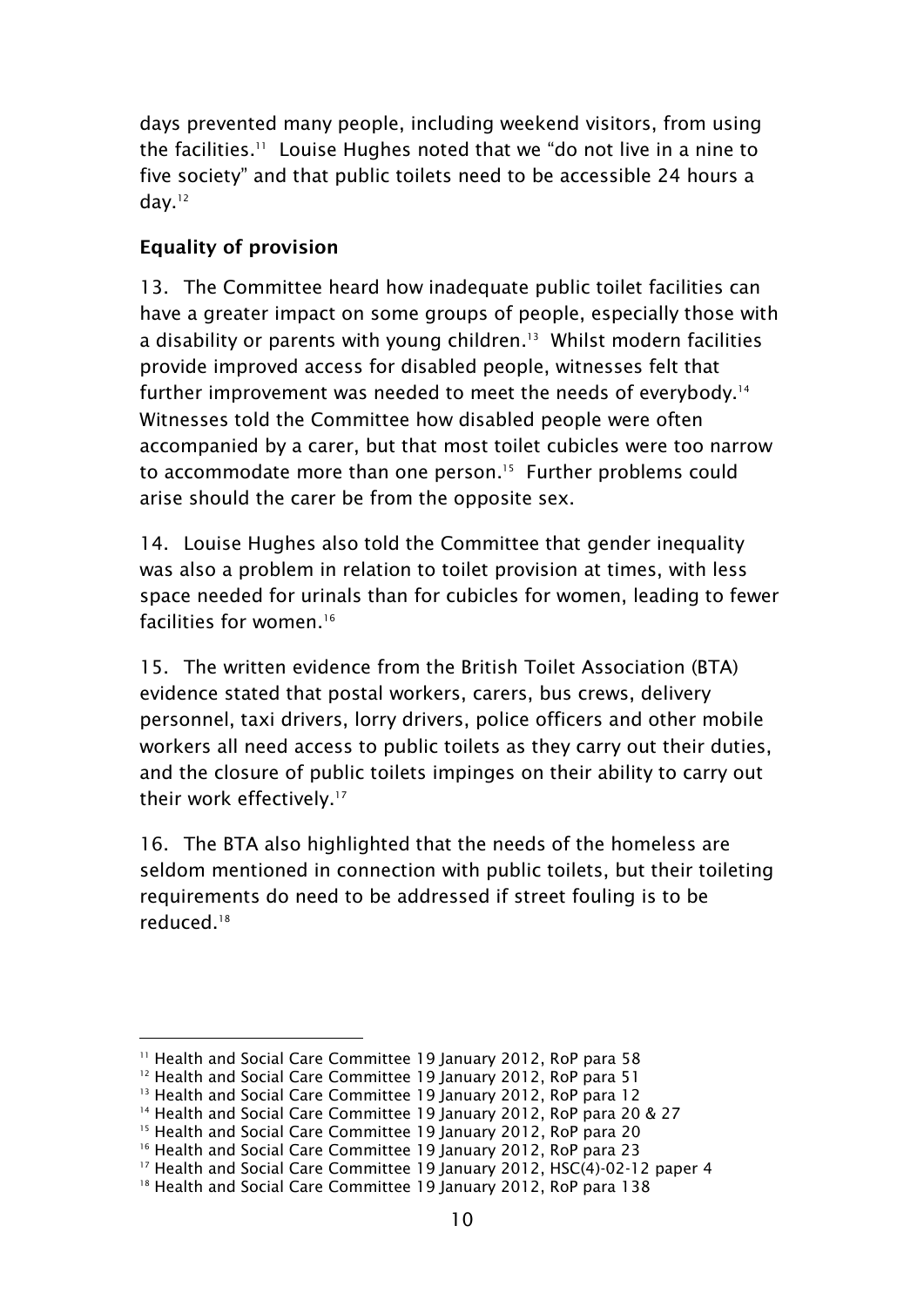days prevented many people, including weekend visitors, from using the facilities.[11] Louise Hughes noted that we "do not live in a nine to five society" and that public toilets need to be accessible 24 hours a day.[12]

**Equality of provision**

13. The Committee heard how inadequate public toilet facilities can have a greater impact on some groups of people, especially those with a disability or parents with young children.[13] Whilst modern facilities provide improved access for disabled people, witnesses felt that further improvement was needed to meet the needs of everybody.[14] Witnesses told the Committee how disabled people were often accompanied by a carer, but that most toilet cubicles were too narrow to accommodate more than one person.[15] Further problems could arise should the carer be from the opposite sex.

14. Louise Hughes also told the Committee that gender inequality was also a problem in relation to toilet provision at times, with less space needed for urinals than for cubicles for women, leading to fewer facilities for women.[16]

15. The written evidence from the British Toilet Association (BTA) evidence stated that postal workers, carers, bus crews, delivery personnel, taxi drivers, lorry drivers, police officers and other mobile workers all need access to public toilets as they carry out their duties, and the closure of public toilets impinges on their ability to carry out their work effectively.[17]

16. The BTA also highlighted that the needs of the homeless are seldom mentioned in connection with public toilets, but their toileting requirements do need to be addressed if street fouling is to be reduced.[18]

---

[11] Health and Social Care Committee 19 January 2012, RoP para 58
[12] Health and Social Care Committee 19 January 2012, RoP para 51
[13] Health and Social Care Committee 19 January 2012, RoP para 12
[14] Health and Social Care Committee 19 January 2012, RoP para 20 & 27
[15] Health and Social Care Committee 19 January 2012, RoP para 20
[16] Health and Social Care Committee 19 January 2012, RoP para 23
[17] Health and Social Care Committee 19 January 2012, HSC(4)-02-12 paper 4
[18] Health and Social Care Committee 19 January 2012, RoP para 138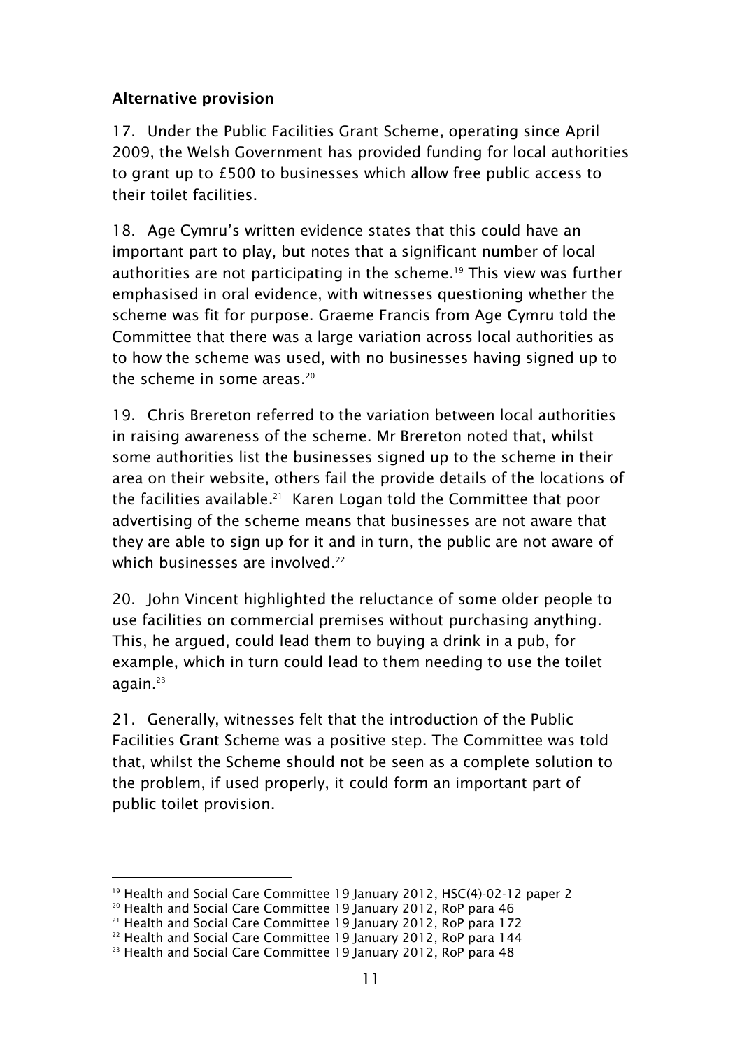## Alternative provision

17. Under the Public Facilities Grant Scheme, operating since April 2009, the Welsh Government has provided funding for local authorities to grant up to £500 to businesses which allow free public access to their toilet facilities.

18. Age Cymru's written evidence states that this could have an important part to play, but notes that a significant number of local authorities are not participating in the scheme.[19] This view was further emphasised in oral evidence, with witnesses questioning whether the scheme was fit for purpose. Graeme Francis from Age Cymru told the Committee that there was a large variation across local authorities as to how the scheme was used, with no businesses having signed up to the scheme in some areas.[20]

19. Chris Brereton referred to the variation between local authorities in raising awareness of the scheme. Mr Brereton noted that, whilst some authorities list the businesses signed up to the scheme in their area on their website, others fail the provide details of the locations of the facilities available.[21] Karen Logan told the Committee that poor advertising of the scheme means that businesses are not aware that they are able to sign up for it and in turn, the public are not aware of which businesses are involved.[22]

20. John Vincent highlighted the reluctance of some older people to use facilities on commercial premises without purchasing anything. This, he argued, could lead them to buying a drink in a pub, for example, which in turn could lead to them needing to use the toilet again.[23]

21. Generally, witnesses felt that the introduction of the Public Facilities Grant Scheme was a positive step. The Committee was told that, whilst the Scheme should not be seen as a complete solution to the problem, if used properly, it could form an important part of public toilet provision.

---

[19] Health and Social Care Committee 19 January 2012, HSC(4)-02-12 paper 2
[20] Health and Social Care Committee 19 January 2012, RoP para 46
[21] Health and Social Care Committee 19 January 2012, RoP para 172
[22] Health and Social Care Committee 19 January 2012, RoP para 144
[23] Health and Social Care Committee 19 January 2012, RoP para 48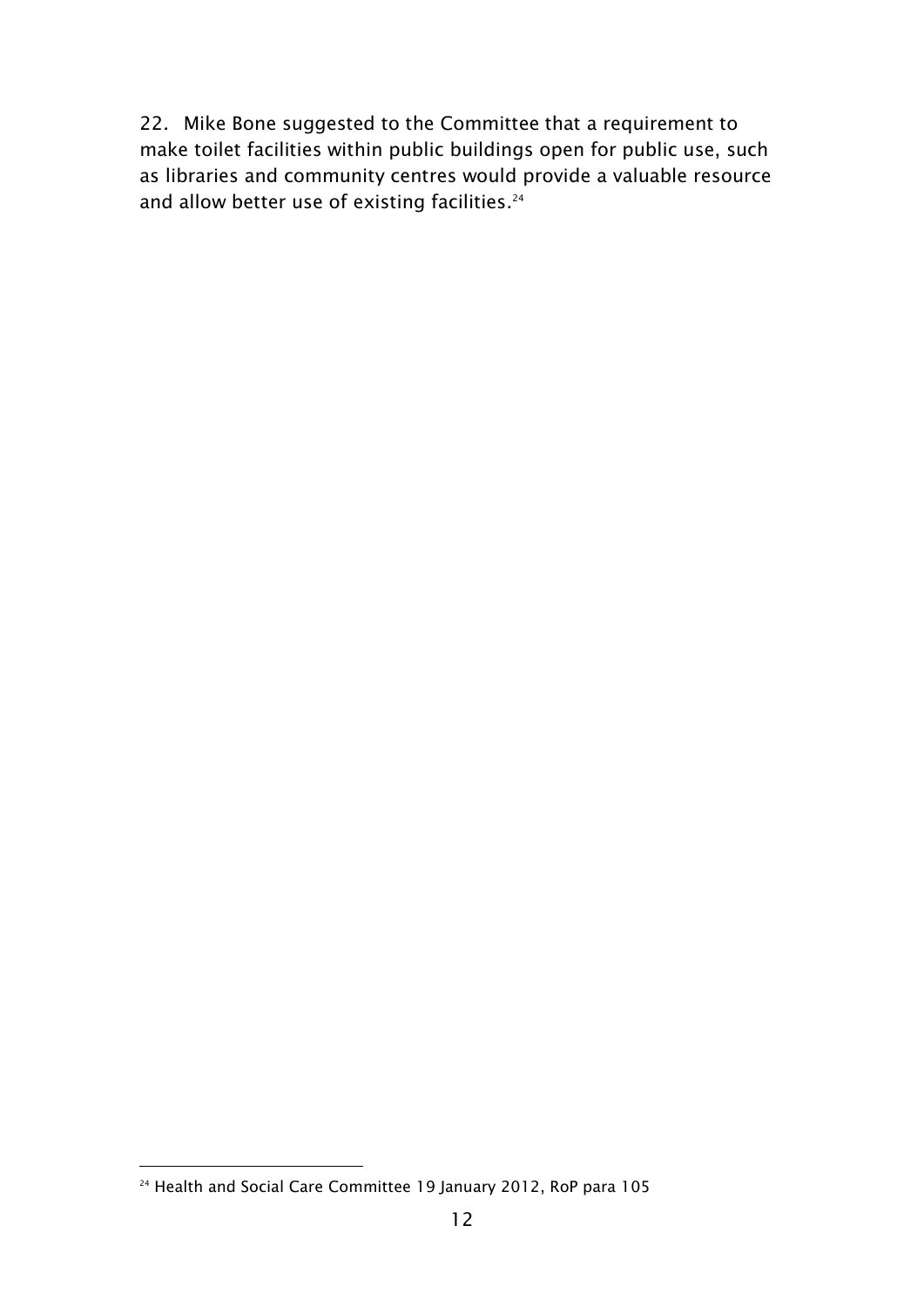22. Mike Bone suggested to the Committee that a requirement to make toilet facilities within public buildings open for public use, such as libraries and community centres would provide a valuable resource and allow better use of existing facilities.[24]

[24] Health and Social Care Committee 19 January 2012, RoP para 105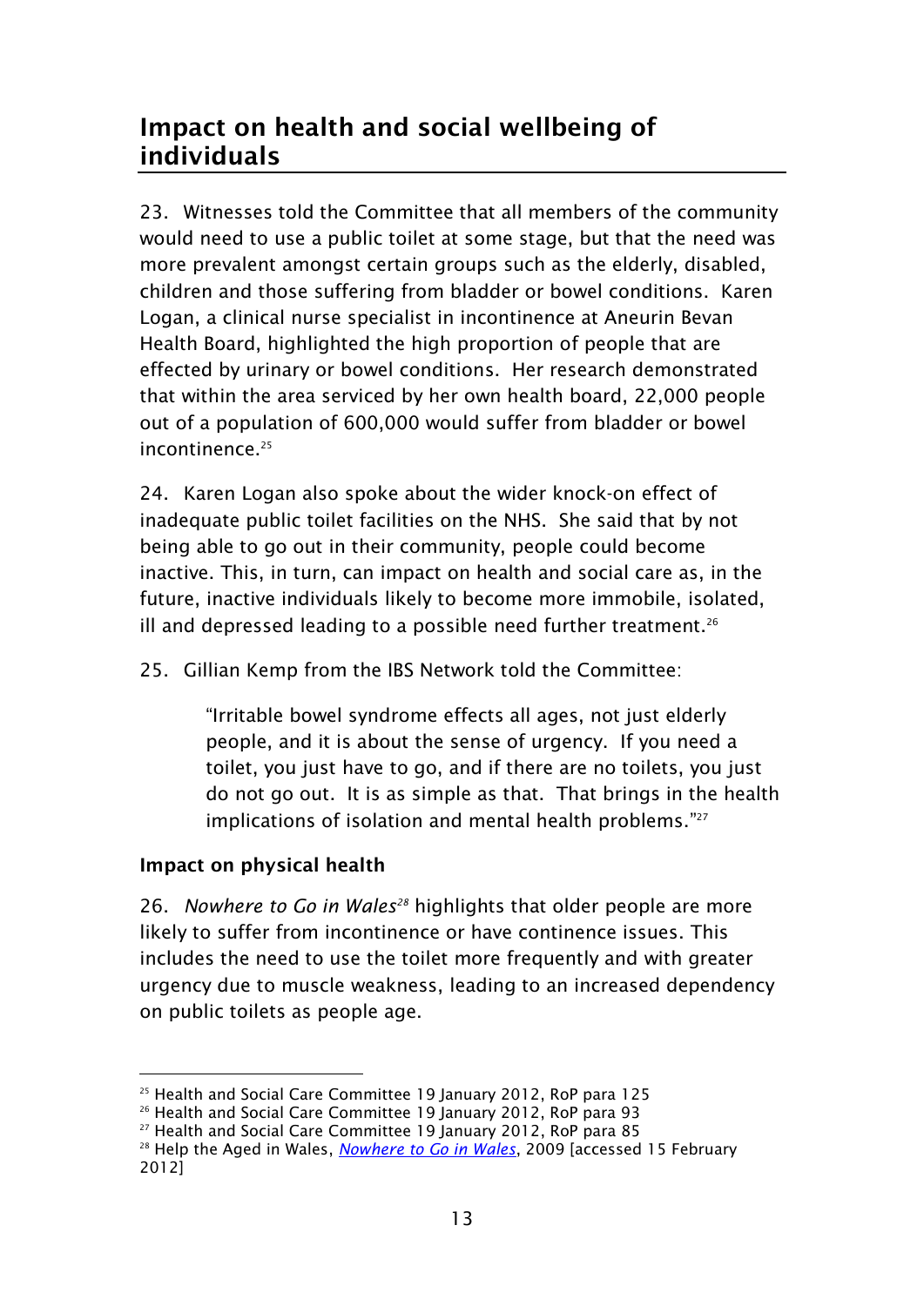## Impact on health and social wellbeing of individuals

23. Witnesses told the Committee that all members of the community would need to use a public toilet at some stage, but that the need was more prevalent amongst certain groups such as the elderly, disabled, children and those suffering from bladder or bowel conditions. Karen Logan, a clinical nurse specialist in incontinence at Aneurin Bevan Health Board, highlighted the high proportion of people that are effected by urinary or bowel conditions. Her research demonstrated that within the area serviced by her own health board, 22,000 people out of a population of 600,000 would suffer from bladder or bowel incontinence.[25]

24. Karen Logan also spoke about the wider knock-on effect of inadequate public toilet facilities on the NHS. She said that by not being able to go out in their community, people could become inactive. This, in turn, can impact on health and social care as, in the future, inactive individuals likely to become more immobile, isolated, ill and depressed leading to a possible need further treatment.[26]

25. Gillian Kemp from the IBS Network told the Committee:

> "Irritable bowel syndrome effects all ages, not just elderly people, and it is about the sense of urgency. If you need a toilet, you just have to go, and if there are no toilets, you just do not go out. It is as simple as that. That brings in the health implications of isolation and mental health problems."[27]

### Impact on physical health

26. *Nowhere to Go in Wales*[28] highlights that older people are more likely to suffer from incontinence or have continence issues. This includes the need to use the toilet more frequently and with greater urgency due to muscle weakness, leading to an increased dependency on public toilets as people age.

---

[25] Health and Social Care Committee 19 January 2012, RoP para 125

[26] Health and Social Care Committee 19 January 2012, RoP para 93

[27] Health and Social Care Committee 19 January 2012, RoP para 85

[28] Help the Aged in Wales, *Nowhere to Go in Wales*, 2009 [accessed 15 February 2012]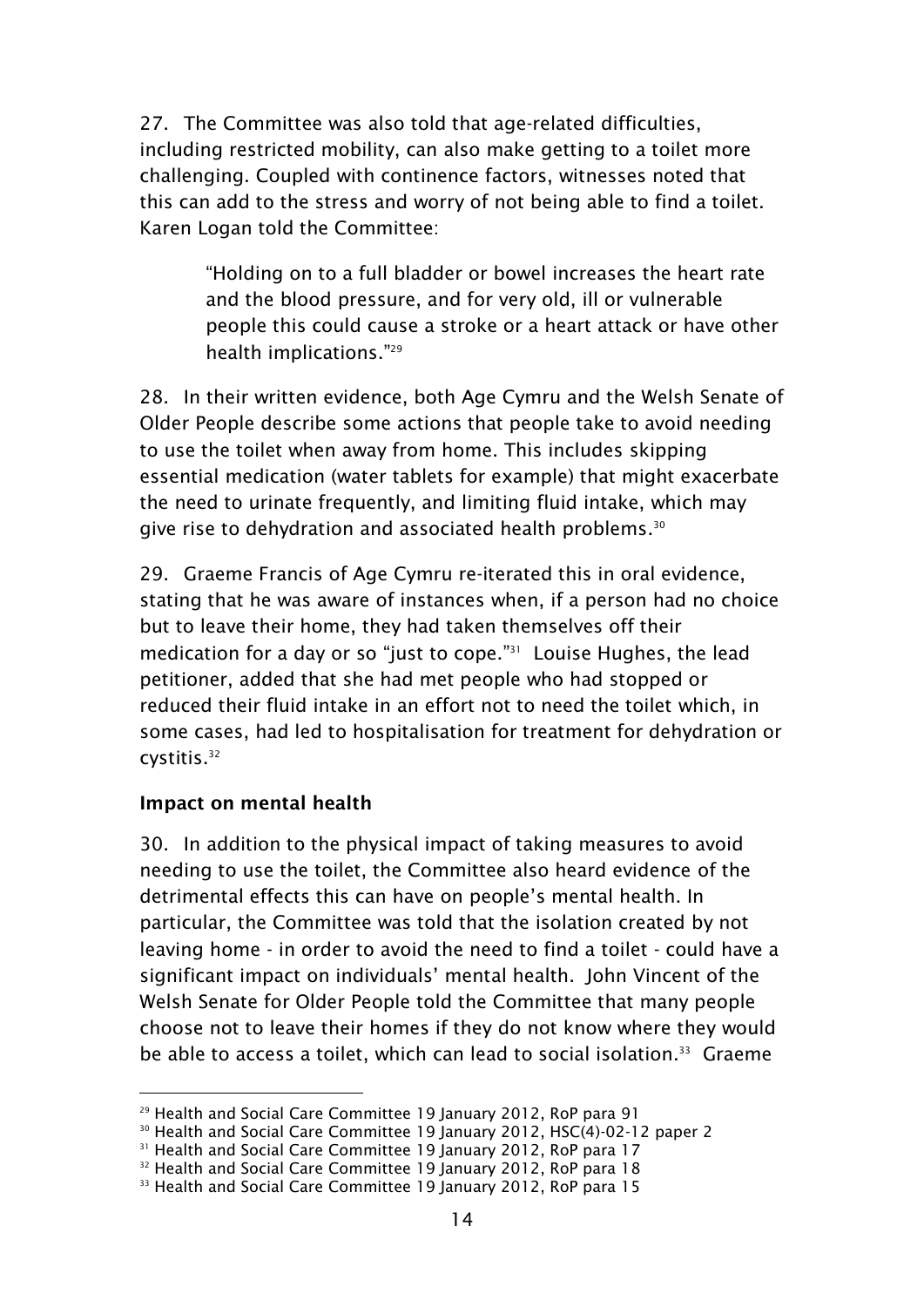27. The Committee was also told that age-related difficulties, including restricted mobility, can also make getting to a toilet more challenging. Coupled with continence factors, witnesses noted that this can add to the stress and worry of not being able to find a toilet. Karen Logan told the Committee:

> "Holding on to a full bladder or bowel increases the heart rate and the blood pressure, and for very old, ill or vulnerable people this could cause a stroke or a heart attack or have other health implications."[29]

28. In their written evidence, both Age Cymru and the Welsh Senate of Older People describe some actions that people take to avoid needing to use the toilet when away from home. This includes skipping essential medication (water tablets for example) that might exacerbate the need to urinate frequently, and limiting fluid intake, which may give rise to dehydration and associated health problems.[30]

29. Graeme Francis of Age Cymru re-iterated this in oral evidence, stating that he was aware of instances when, if a person had no choice but to leave their home, they had taken themselves off their medication for a day or so "just to cope."[31] Louise Hughes, the lead petitioner, added that she had met people who had stopped or reduced their fluid intake in an effort not to need the toilet which, in some cases, had led to hospitalisation for treatment for dehydration or cystitis.[32]

**Impact on mental health**

30. In addition to the physical impact of taking measures to avoid needing to use the toilet, the Committee also heard evidence of the detrimental effects this can have on people's mental health. In particular, the Committee was told that the isolation created by not leaving home - in order to avoid the need to find a toilet - could have a significant impact on individuals' mental health. John Vincent of the Welsh Senate for Older People told the Committee that many people choose not to leave their homes if they do not know where they would be able to access a toilet, which can lead to social isolation.[33] Graeme

---

[29] Health and Social Care Committee 19 January 2012, RoP para 91
[30] Health and Social Care Committee 19 January 2012, HSC(4)-02-12 paper 2
[31] Health and Social Care Committee 19 January 2012, RoP para 17
[32] Health and Social Care Committee 19 January 2012, RoP para 18
[33] Health and Social Care Committee 19 January 2012, RoP para 15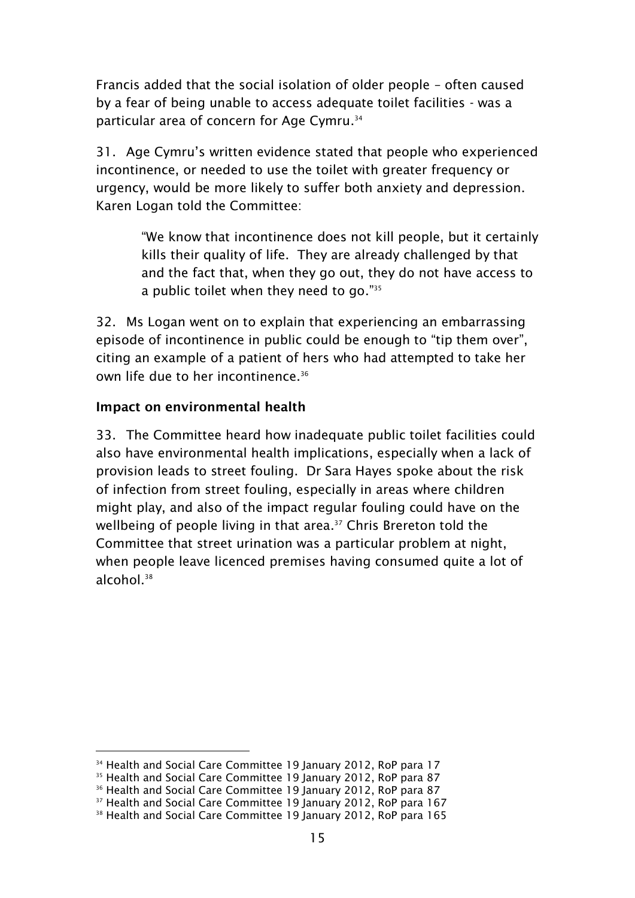Francis added that the social isolation of older people – often caused by a fear of being unable to access adequate toilet facilities - was a particular area of concern for Age Cymru.[34]

31. Age Cymru's written evidence stated that people who experienced incontinence, or needed to use the toilet with greater frequency or urgency, would be more likely to suffer both anxiety and depression. Karen Logan told the Committee:

> "We know that incontinence does not kill people, but it certainly kills their quality of life. They are already challenged by that and the fact that, when they go out, they do not have access to a public toilet when they need to go."[35]

32. Ms Logan went on to explain that experiencing an embarrassing episode of incontinence in public could be enough to "tip them over", citing an example of a patient of hers who had attempted to take her own life due to her incontinence.[36]

### Impact on environmental health

33. The Committee heard how inadequate public toilet facilities could also have environmental health implications, especially when a lack of provision leads to street fouling. Dr Sara Hayes spoke about the risk of infection from street fouling, especially in areas where children might play, and also of the impact regular fouling could have on the wellbeing of people living in that area.[37] Chris Brereton told the Committee that street urination was a particular problem at night, when people leave licenced premises having consumed quite a lot of alcohol.[38]

---

[34] Health and Social Care Committee 19 January 2012, RoP para 17
[35] Health and Social Care Committee 19 January 2012, RoP para 87
[36] Health and Social Care Committee 19 January 2012, RoP para 87
[37] Health and Social Care Committee 19 January 2012, RoP para 167
[38] Health and Social Care Committee 19 January 2012, RoP para 165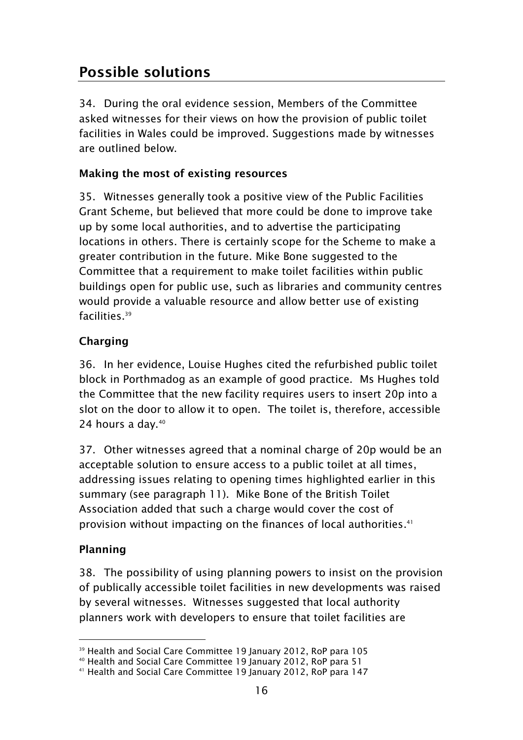# Possible solutions

34. During the oral evidence session, Members of the Committee asked witnesses for their views on how the provision of public toilet facilities in Wales could be improved. Suggestions made by witnesses are outlined below.

### Making the most of existing resources

35. Witnesses generally took a positive view of the Public Facilities Grant Scheme, but believed that more could be done to improve take up by some local authorities, and to advertise the participating locations in others. There is certainly scope for the Scheme to make a greater contribution in the future. Mike Bone suggested to the Committee that a requirement to make toilet facilities within public buildings open for public use, such as libraries and community centres would provide a valuable resource and allow better use of existing facilities.[39]

### Charging

36. In her evidence, Louise Hughes cited the refurbished public toilet block in Porthmadog as an example of good practice. Ms Hughes told the Committee that the new facility requires users to insert 20p into a slot on the door to allow it to open. The toilet is, therefore, accessible 24 hours a day.[40]

37. Other witnesses agreed that a nominal charge of 20p would be an acceptable solution to ensure access to a public toilet at all times, addressing issues relating to opening times highlighted earlier in this summary (see paragraph 11). Mike Bone of the British Toilet Association added that such a charge would cover the cost of provision without impacting on the finances of local authorities.[41]

### Planning

38. The possibility of using planning powers to insist on the provision of publically accessible toilet facilities in new developments was raised by several witnesses. Witnesses suggested that local authority planners work with developers to ensure that toilet facilities are

---

[39] Health and Social Care Committee 19 January 2012, RoP para 105

[40] Health and Social Care Committee 19 January 2012, RoP para 51

[41] Health and Social Care Committee 19 January 2012, RoP para 147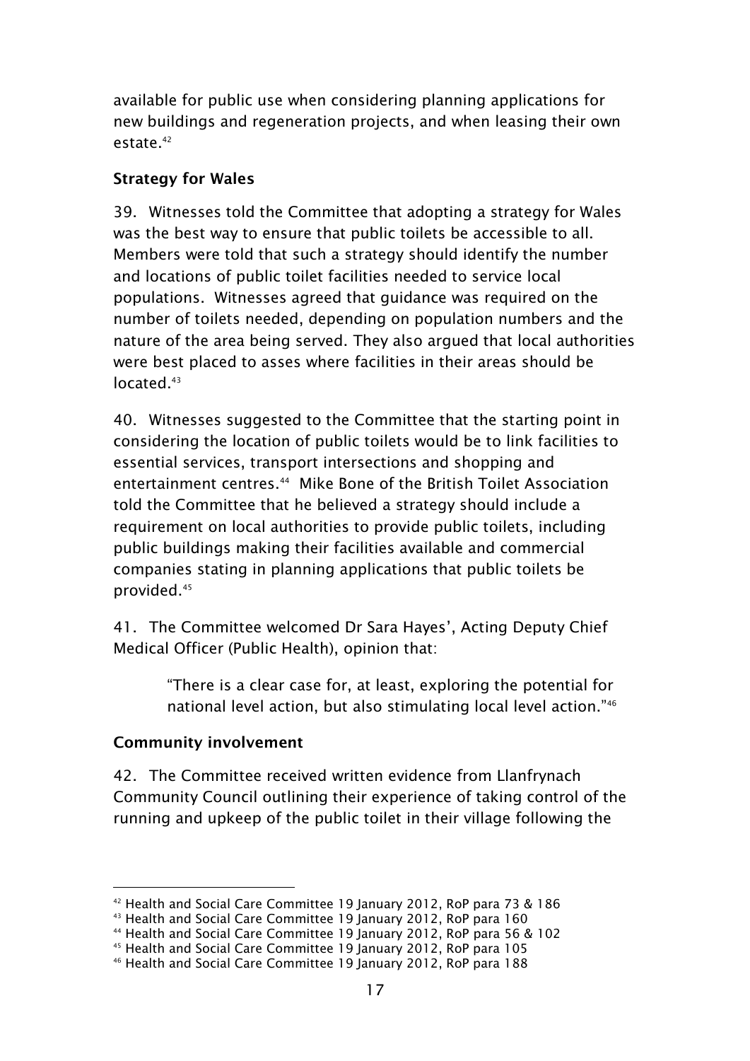available for public use when considering planning applications for new buildings and regeneration projects, and when leasing their own estate.[42]

### Strategy for Wales

39. Witnesses told the Committee that adopting a strategy for Wales was the best way to ensure that public toilets be accessible to all. Members were told that such a strategy should identify the number and locations of public toilet facilities needed to service local populations. Witnesses agreed that guidance was required on the number of toilets needed, depending on population numbers and the nature of the area being served. They also argued that local authorities were best placed to asses where facilities in their areas should be located.[43]

40. Witnesses suggested to the Committee that the starting point in considering the location of public toilets would be to link facilities to essential services, transport intersections and shopping and entertainment centres.[44] Mike Bone of the British Toilet Association told the Committee that he believed a strategy should include a requirement on local authorities to provide public toilets, including public buildings making their facilities available and commercial companies stating in planning applications that public toilets be provided.[45]

41. The Committee welcomed Dr Sara Hayes', Acting Deputy Chief Medical Officer (Public Health), opinion that:

> "There is a clear case for, at least, exploring the potential for national level action, but also stimulating local level action."[46]

### Community involvement

42. The Committee received written evidence from Llanfrynach Community Council outlining their experience of taking control of the running and upkeep of the public toilet in their village following the

---

[42] Health and Social Care Committee 19 January 2012, RoP para 73 & 186
[43] Health and Social Care Committee 19 January 2012, RoP para 160
[44] Health and Social Care Committee 19 January 2012, RoP para 56 & 102
[45] Health and Social Care Committee 19 January 2012, RoP para 105
[46] Health and Social Care Committee 19 January 2012, RoP para 188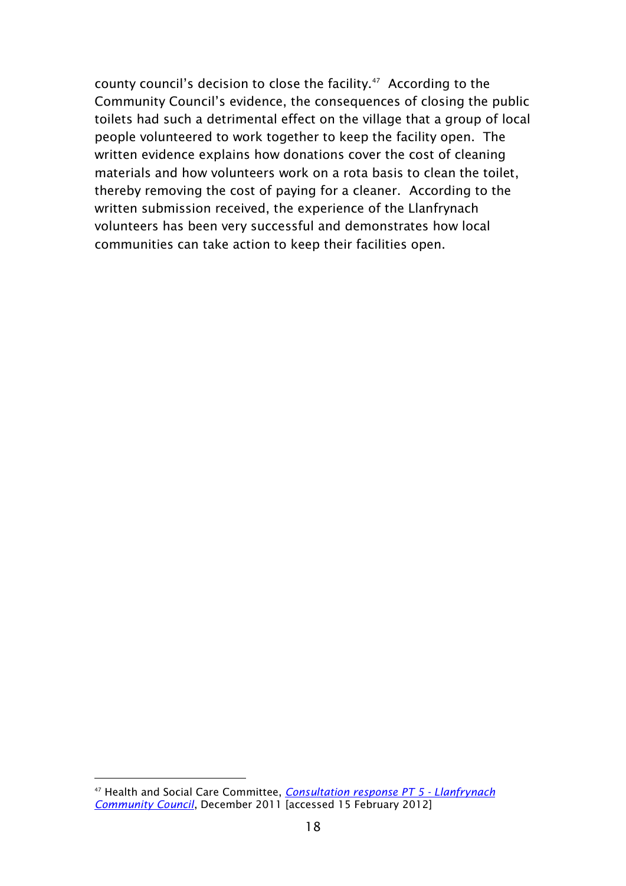county council's decision to close the facility.[47] According to the Community Council's evidence, the consequences of closing the public toilets had such a detrimental effect on the village that a group of local people volunteered to work together to keep the facility open. The written evidence explains how donations cover the cost of cleaning materials and how volunteers work on a rota basis to clean the toilet, thereby removing the cost of paying for a cleaner. According to the written submission received, the experience of the Llanfrynach volunteers has been very successful and demonstrates how local communities can take action to keep their facilities open.

---

[47] Health and Social Care Committee, *Consultation response PT 5 - Llanfrynach Community Council*, December 2011 [accessed 15 February 2012]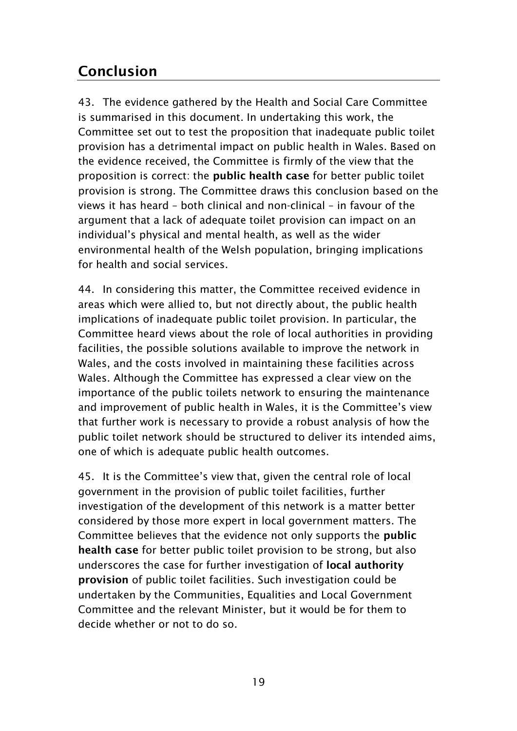## Conclusion

43. The evidence gathered by the Health and Social Care Committee is summarised in this document. In undertaking this work, the Committee set out to test the proposition that inadequate public toilet provision has a detrimental impact on public health in Wales. Based on the evidence received, the Committee is firmly of the view that the proposition is correct: the **public health case** for better public toilet provision is strong. The Committee draws this conclusion based on the views it has heard – both clinical and non-clinical – in favour of the argument that a lack of adequate toilet provision can impact on an individual's physical and mental health, as well as the wider environmental health of the Welsh population, bringing implications for health and social services.

44. In considering this matter, the Committee received evidence in areas which were allied to, but not directly about, the public health implications of inadequate public toilet provision. In particular, the Committee heard views about the role of local authorities in providing facilities, the possible solutions available to improve the network in Wales, and the costs involved in maintaining these facilities across Wales. Although the Committee has expressed a clear view on the importance of the public toilets network to ensuring the maintenance and improvement of public health in Wales, it is the Committee's view that further work is necessary to provide a robust analysis of how the public toilet network should be structured to deliver its intended aims, one of which is adequate public health outcomes.

45. It is the Committee's view that, given the central role of local government in the provision of public toilet facilities, further investigation of the development of this network is a matter better considered by those more expert in local government matters. The Committee believes that the evidence not only supports the **public health case** for better public toilet provision to be strong, but also underscores the case for further investigation of **local authority provision** of public toilet facilities. Such investigation could be undertaken by the Communities, Equalities and Local Government Committee and the relevant Minister, but it would be for them to decide whether or not to do so.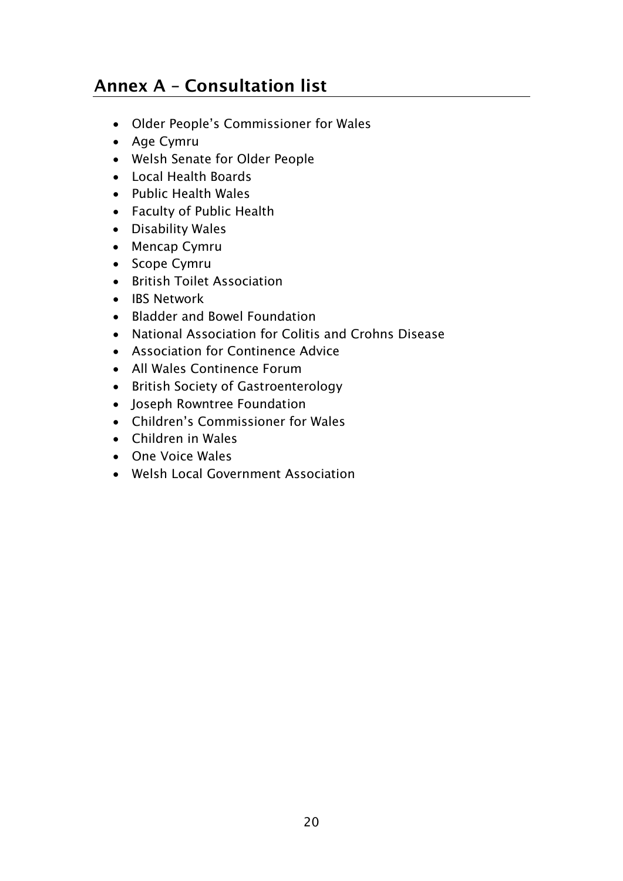## Annex A – Consultation list

- Older People's Commissioner for Wales
- Age Cymru
- Welsh Senate for Older People
- Local Health Boards
- Public Health Wales
- Faculty of Public Health
- Disability Wales
- Mencap Cymru
- Scope Cymru
- British Toilet Association
- IBS Network
- Bladder and Bowel Foundation
- National Association for Colitis and Crohns Disease
- Association for Continence Advice
- All Wales Continence Forum
- British Society of Gastroenterology
- Joseph Rowntree Foundation
- Children's Commissioner for Wales
- Children in Wales
- One Voice Wales
- Welsh Local Government Association